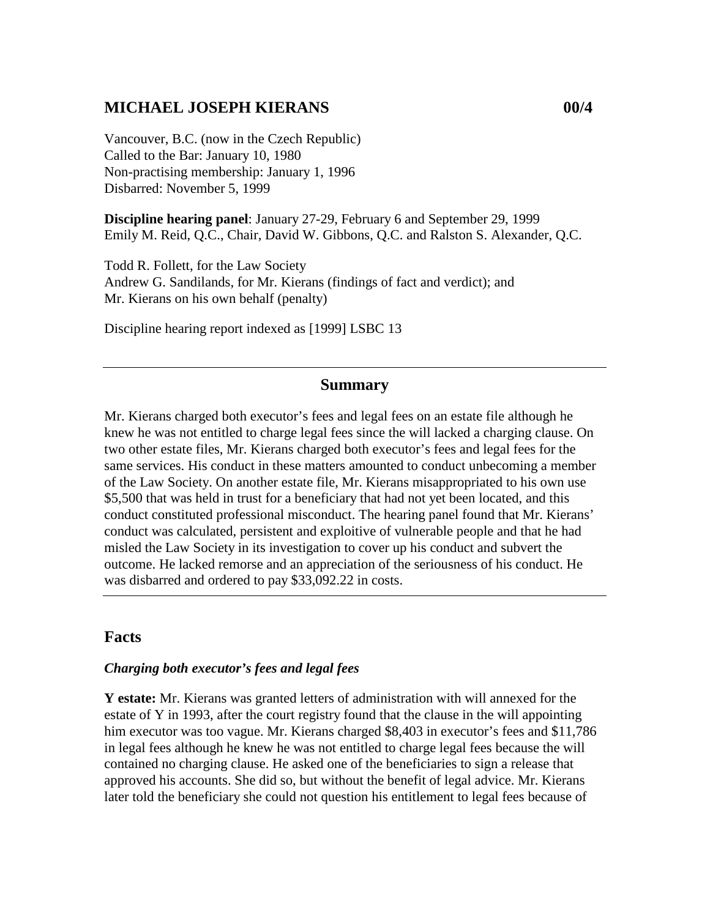## MICHAEL JOSEPH KIERANS 00/4

Vancouver, B.C. (now in the Czech Republic)
Called to the Bar: January 10, 1980
Non-practising membership: January 1, 1996
Disbarred: November 5, 1999

**Discipline hearing panel**: January 27-29, February 6 and September 29, 1999
Emily M. Reid, Q.C., Chair, David W. Gibbons, Q.C. and Ralston S. Alexander, Q.C.

Todd R. Follett, for the Law Society
Andrew G. Sandilands, for Mr. Kierans (findings of fact and verdict); and
Mr. Kierans on his own behalf (penalty)

Discipline hearing report indexed as [1999] LSBC 13

---

### Summary

Mr. Kierans charged both executor's fees and legal fees on an estate file although he knew he was not entitled to charge legal fees since the will lacked a charging clause. On two other estate files, Mr. Kierans charged both executor's fees and legal fees for the same services. His conduct in these matters amounted to conduct unbecoming a member of the Law Society. On another estate file, Mr. Kierans misappropriated to his own use $5,500 that was held in trust for a beneficiary that had not yet been located, and this conduct constituted professional misconduct. The hearing panel found that Mr. Kierans' conduct was calculated, persistent and exploitive of vulnerable people and that he had misled the Law Society in its investigation to cover up his conduct and subvert the outcome. He lacked remorse and an appreciation of the seriousness of his conduct. He was disbarred and ordered to pay $33,092.22 in costs.

---

## Facts

### *Charging both executor's fees and legal fees*

**Y estate:** Mr. Kierans was granted letters of administration with will annexed for the estate of Y in 1993, after the court registry found that the clause in the will appointing him executor was too vague. Mr. Kierans charged $8,403 in executor's fees and $11,786 in legal fees although he knew he was not entitled to charge legal fees because the will contained no charging clause. He asked one of the beneficiaries to sign a release that approved his accounts. She did so, but without the benefit of legal advice. Mr. Kierans later told the beneficiary she could not question his entitlement to legal fees because of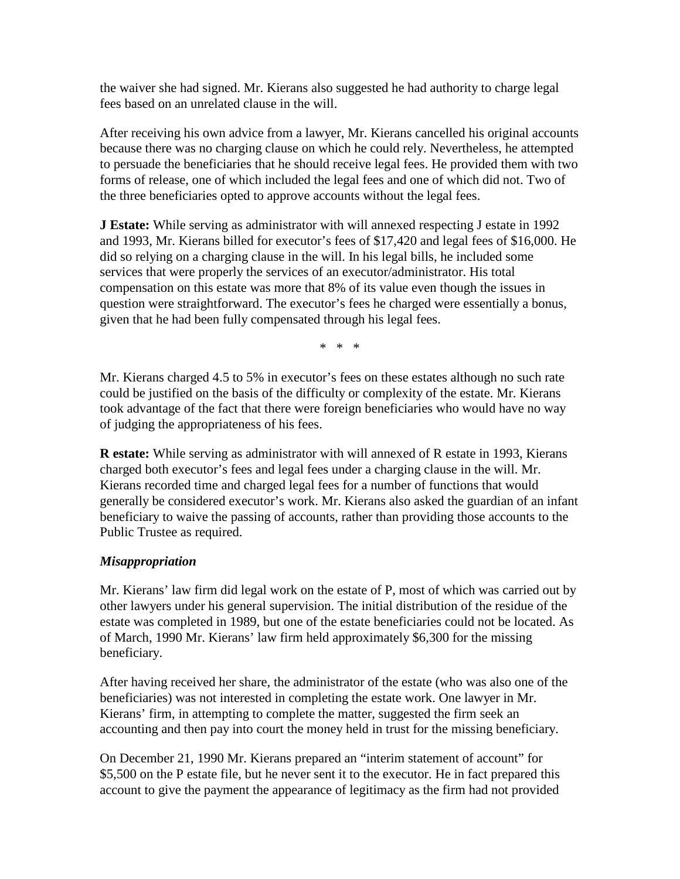the waiver she had signed. Mr. Kierans also suggested he had authority to charge legal fees based on an unrelated clause in the will.

After receiving his own advice from a lawyer, Mr. Kierans cancelled his original accounts because there was no charging clause on which he could rely. Nevertheless, he attempted to persuade the beneficiaries that he should receive legal fees. He provided them with two forms of release, one of which included the legal fees and one of which did not. Two of the three beneficiaries opted to approve accounts without the legal fees.

**J Estate:** While serving as administrator with will annexed respecting J estate in 1992 and 1993, Mr. Kierans billed for executor's fees of $17,420 and legal fees of $16,000. He did so relying on a charging clause in the will. In his legal bills, he included some services that were properly the services of an executor/administrator. His total compensation on this estate was more that 8% of its value even though the issues in question were straightforward. The executor's fees he charged were essentially a bonus, given that he had been fully compensated through his legal fees.

\* \* \*

Mr. Kierans charged 4.5 to 5% in executor's fees on these estates although no such rate could be justified on the basis of the difficulty or complexity of the estate. Mr. Kierans took advantage of the fact that there were foreign beneficiaries who would have no way of judging the appropriateness of his fees.

**R estate:** While serving as administrator with will annexed of R estate in 1993, Kierans charged both executor's fees and legal fees under a charging clause in the will. Mr. Kierans recorded time and charged legal fees for a number of functions that would generally be considered executor's work. Mr. Kierans also asked the guardian of an infant beneficiary to waive the passing of accounts, rather than providing those accounts to the Public Trustee as required.

***Misappropriation***

Mr. Kierans' law firm did legal work on the estate of P, most of which was carried out by other lawyers under his general supervision. The initial distribution of the residue of the estate was completed in 1989, but one of the estate beneficiaries could not be located. As of March, 1990 Mr. Kierans' law firm held approximately $6,300 for the missing beneficiary.

After having received her share, the administrator of the estate (who was also one of the beneficiaries) was not interested in completing the estate work. One lawyer in Mr. Kierans' firm, in attempting to complete the matter, suggested the firm seek an accounting and then pay into court the money held in trust for the missing beneficiary.

On December 21, 1990 Mr. Kierans prepared an "interim statement of account" for $5,500 on the P estate file, but he never sent it to the executor. He in fact prepared this account to give the payment the appearance of legitimacy as the firm had not provided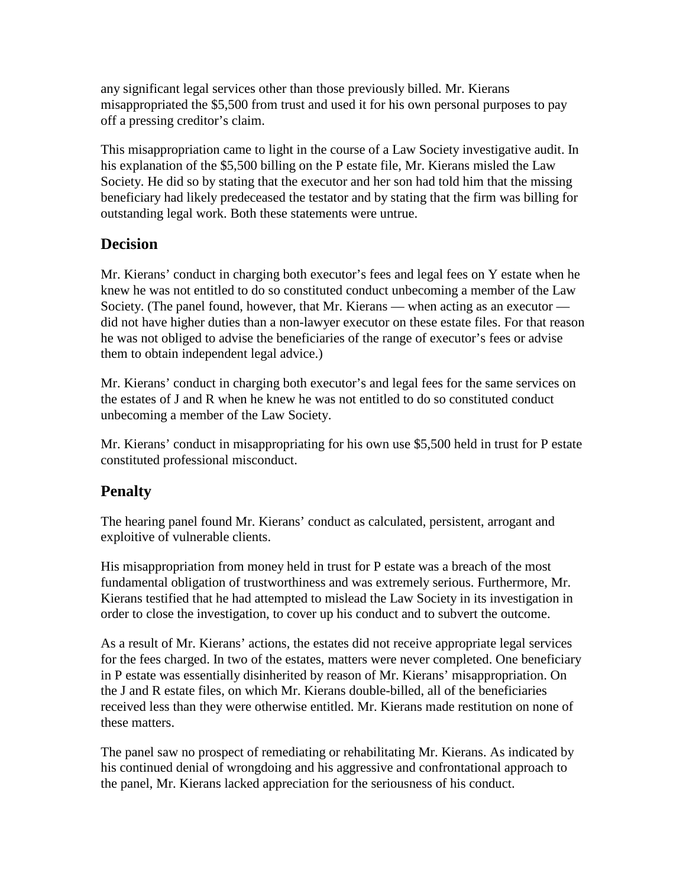any significant legal services other than those previously billed. Mr. Kierans misappropriated the $5,500 from trust and used it for his own personal purposes to pay off a pressing creditor's claim.

This misappropriation came to light in the course of a Law Society investigative audit. In his explanation of the $5,500 billing on the P estate file, Mr. Kierans misled the Law Society. He did so by stating that the executor and her son had told him that the missing beneficiary had likely predeceased the testator and by stating that the firm was billing for outstanding legal work. Both these statements were untrue.

## Decision

Mr. Kierans' conduct in charging both executor's fees and legal fees on Y estate when he knew he was not entitled to do so constituted conduct unbecoming a member of the Law Society. (The panel found, however, that Mr. Kierans — when acting as an executor — did not have higher duties than a non-lawyer executor on these estate files. For that reason he was not obliged to advise the beneficiaries of the range of executor's fees or advise them to obtain independent legal advice.)

Mr. Kierans' conduct in charging both executor's and legal fees for the same services on the estates of J and R when he knew he was not entitled to do so constituted conduct unbecoming a member of the Law Society.

Mr. Kierans' conduct in misappropriating for his own use $5,500 held in trust for P estate constituted professional misconduct.

## Penalty

The hearing panel found Mr. Kierans' conduct as calculated, persistent, arrogant and exploitive of vulnerable clients.

His misappropriation from money held in trust for P estate was a breach of the most fundamental obligation of trustworthiness and was extremely serious. Furthermore, Mr. Kierans testified that he had attempted to mislead the Law Society in its investigation in order to close the investigation, to cover up his conduct and to subvert the outcome.

As a result of Mr. Kierans' actions, the estates did not receive appropriate legal services for the fees charged. In two of the estates, matters were never completed. One beneficiary in P estate was essentially disinherited by reason of Mr. Kierans' misappropriation. On the J and R estate files, on which Mr. Kierans double-billed, all of the beneficiaries received less than they were otherwise entitled. Mr. Kierans made restitution on none of these matters.

The panel saw no prospect of remediating or rehabilitating Mr. Kierans. As indicated by his continued denial of wrongdoing and his aggressive and confrontational approach to the panel, Mr. Kierans lacked appreciation for the seriousness of his conduct.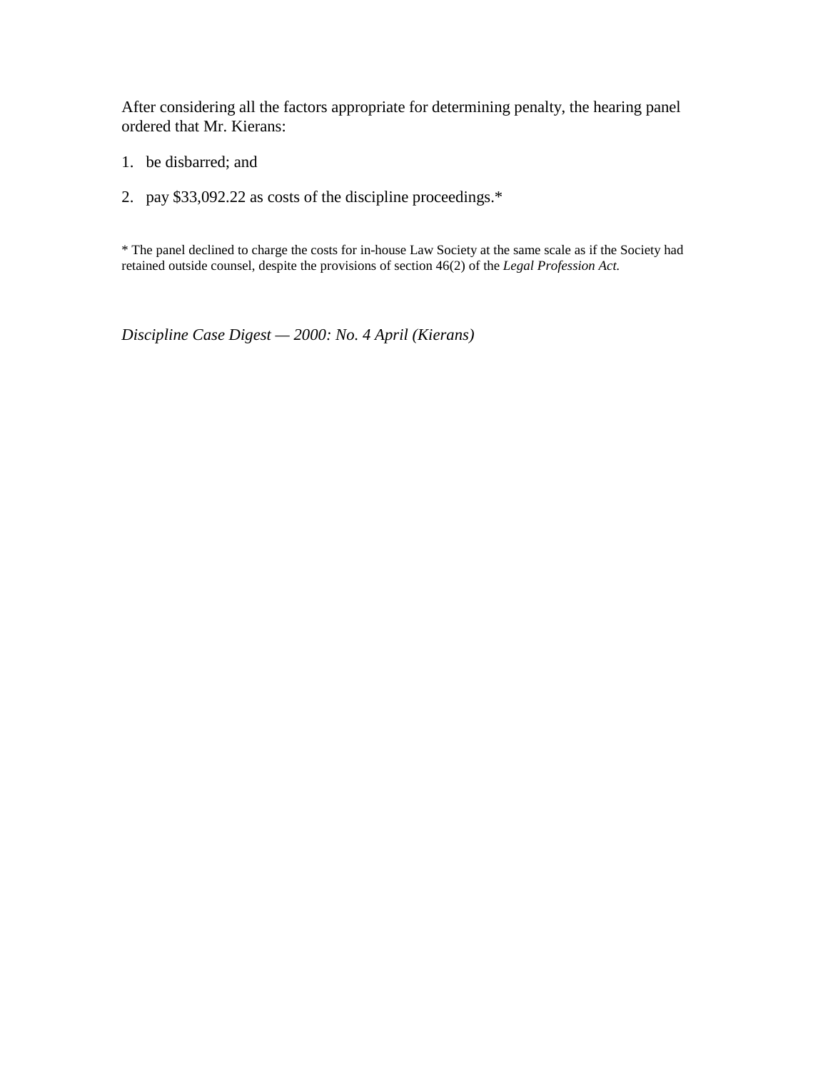After considering all the factors appropriate for determining penalty, the hearing panel ordered that Mr. Kierans:

1. be disbarred; and
2. pay $33,092.22 as costs of the discipline proceedings.*

* The panel declined to charge the costs for in-house Law Society at the same scale as if the Society had retained outside counsel, despite the provisions of section 46(2) of the *Legal Profession Act.*

*Discipline Case Digest — 2000: No. 4 April (Kierans)*